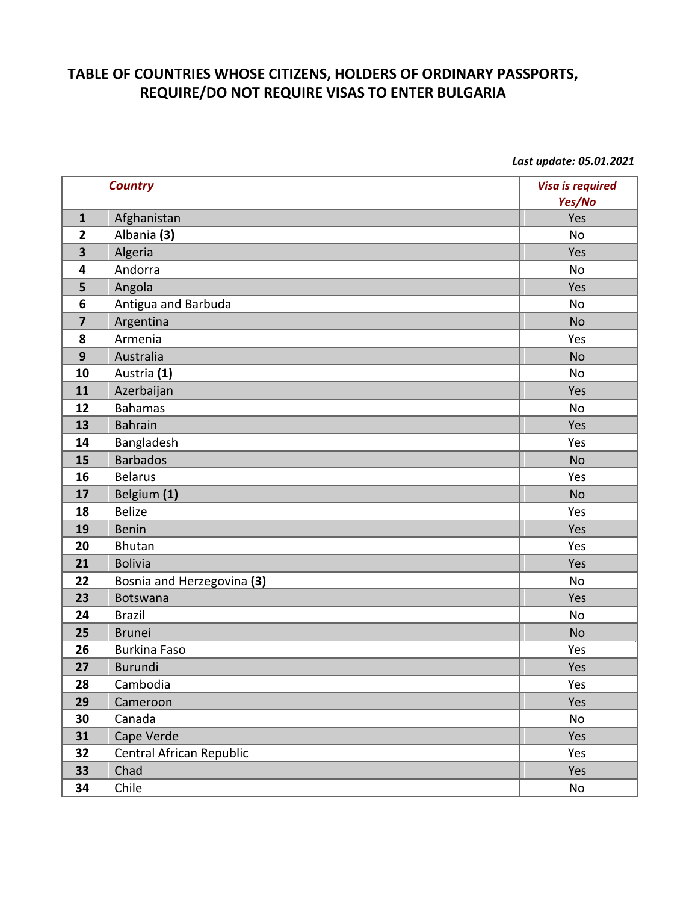# TABLE OF COUNTRIES WHOSE CITIZENS, HOLDERS OF ORDINARY PASSPORTS, REQUIRE/DO NOT REQUIRE VISAS TO ENTER BULGARIA

***Last update: 05.01.2021***

| | *Country* | *Visa is required Yes/No* |
|---|---|---|
| **1** | Afghanistan | Yes |
| **2** | Albania **(3)** | No |
| **3** | Algeria | Yes |
| **4** | Andorra | No |
| **5** | Angola | Yes |
| **6** | Antigua and Barbuda | No |
| **7** | Argentina | No |
| **8** | Armenia | Yes |
| **9** | Australia | No |
| **10** | Austria **(1)** | No |
| **11** | Azerbaijan | Yes |
| **12** | Bahamas | No |
| **13** | Bahrain | Yes |
| **14** | Bangladesh | Yes |
| **15** | Barbados | No |
| **16** | Belarus | Yes |
| **17** | Belgium **(1)** | No |
| **18** | Belize | Yes |
| **19** | Benin | Yes |
| **20** | Bhutan | Yes |
| **21** | Bolivia | Yes |
| **22** | Bosnia and Herzegovina **(3)** | No |
| **23** | Botswana | Yes |
| **24** | Brazil | No |
| **25** | Brunei | No |
| **26** | Burkina Faso | Yes |
| **27** | Burundi | Yes |
| **28** | Cambodia | Yes |
| **29** | Cameroon | Yes |
| **30** | Canada | No |
| **31** | Cape Verde | Yes |
| **32** | Central African Republic | Yes |
| **33** | Chad | Yes |
| **34** | Chile | No |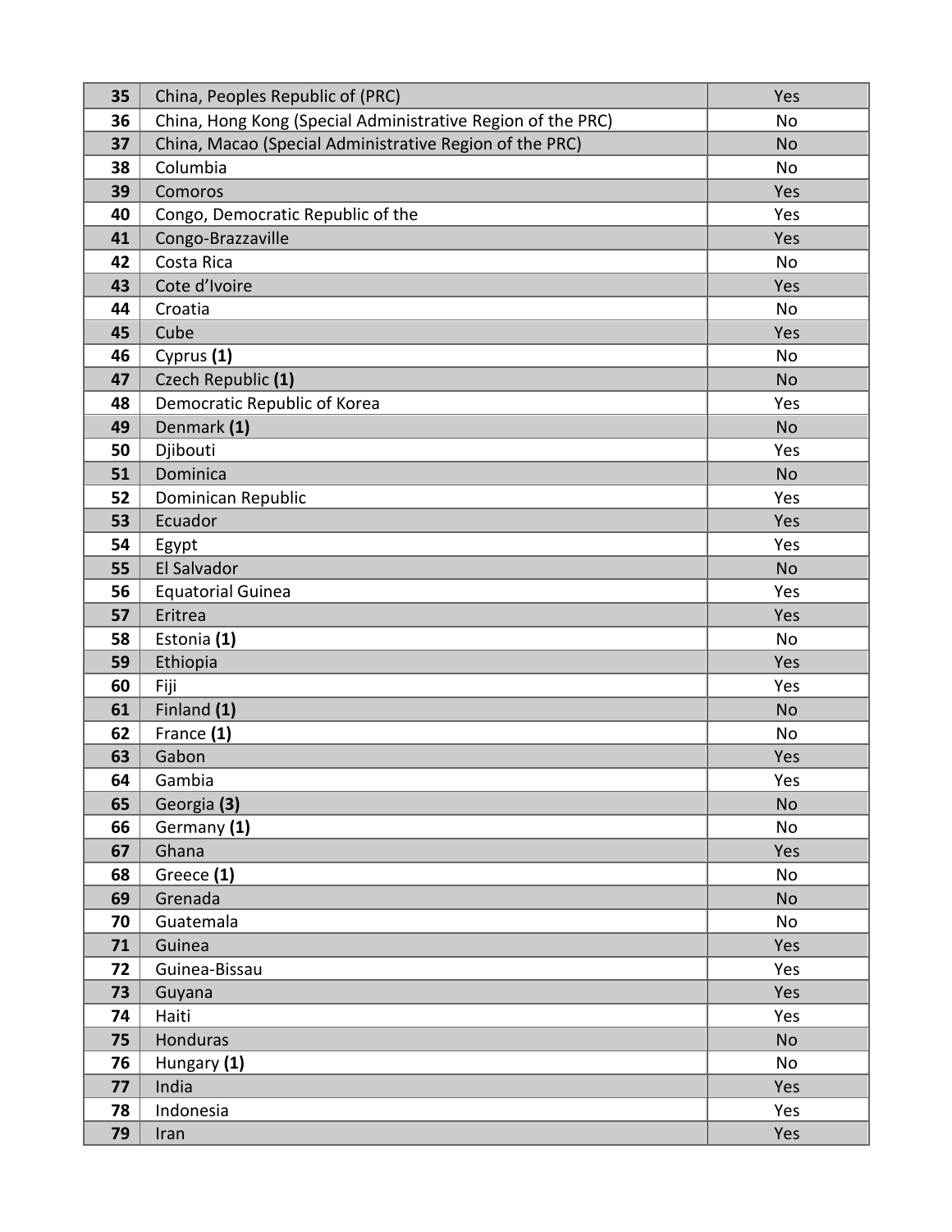| | | |
|---|---|---|
| **35** | China, Peoples Republic of (PRC) | Yes |
| **36** | China, Hong Kong (Special Administrative Region of the PRC) | No |
| **37** | China, Macao (Special Administrative Region of the PRC) | No |
| **38** | Columbia | No |
| **39** | Comoros | Yes |
| **40** | Congo, Democratic Republic of the | Yes |
| **41** | Congo-Brazzaville | Yes |
| **42** | Costa Rica | No |
| **43** | Cote d'Ivoire | Yes |
| **44** | Croatia | No |
| **45** | Cube | Yes |
| **46** | Cyprus **(1)** | No |
| **47** | Czech Republic **(1)** | No |
| **48** | Democratic Republic of Korea | Yes |
| **49** | Denmark **(1)** | No |
| **50** | Djibouti | Yes |
| **51** | Dominica | No |
| **52** | Dominican Republic | Yes |
| **53** | Ecuador | Yes |
| **54** | Egypt | Yes |
| **55** | El Salvador | No |
| **56** | Equatorial Guinea | Yes |
| **57** | Eritrea | Yes |
| **58** | Estonia **(1)** | No |
| **59** | Ethiopia | Yes |
| **60** | Fiji | Yes |
| **61** | Finland **(1)** | No |
| **62** | France **(1)** | No |
| **63** | Gabon | Yes |
| **64** | Gambia | Yes |
| **65** | Georgia **(3)** | No |
| **66** | Germany **(1)** | No |
| **67** | Ghana | Yes |
| **68** | Greece **(1)** | No |
| **69** | Grenada | No |
| **70** | Guatemala | No |
| **71** | Guinea | Yes |
| **72** | Guinea-Bissau | Yes |
| **73** | Guyana | Yes |
| **74** | Haiti | Yes |
| **75** | Honduras | No |
| **76** | Hungary **(1)** | No |
| **77** | India | Yes |
| **78** | Indonesia | Yes |
| **79** | Iran | Yes |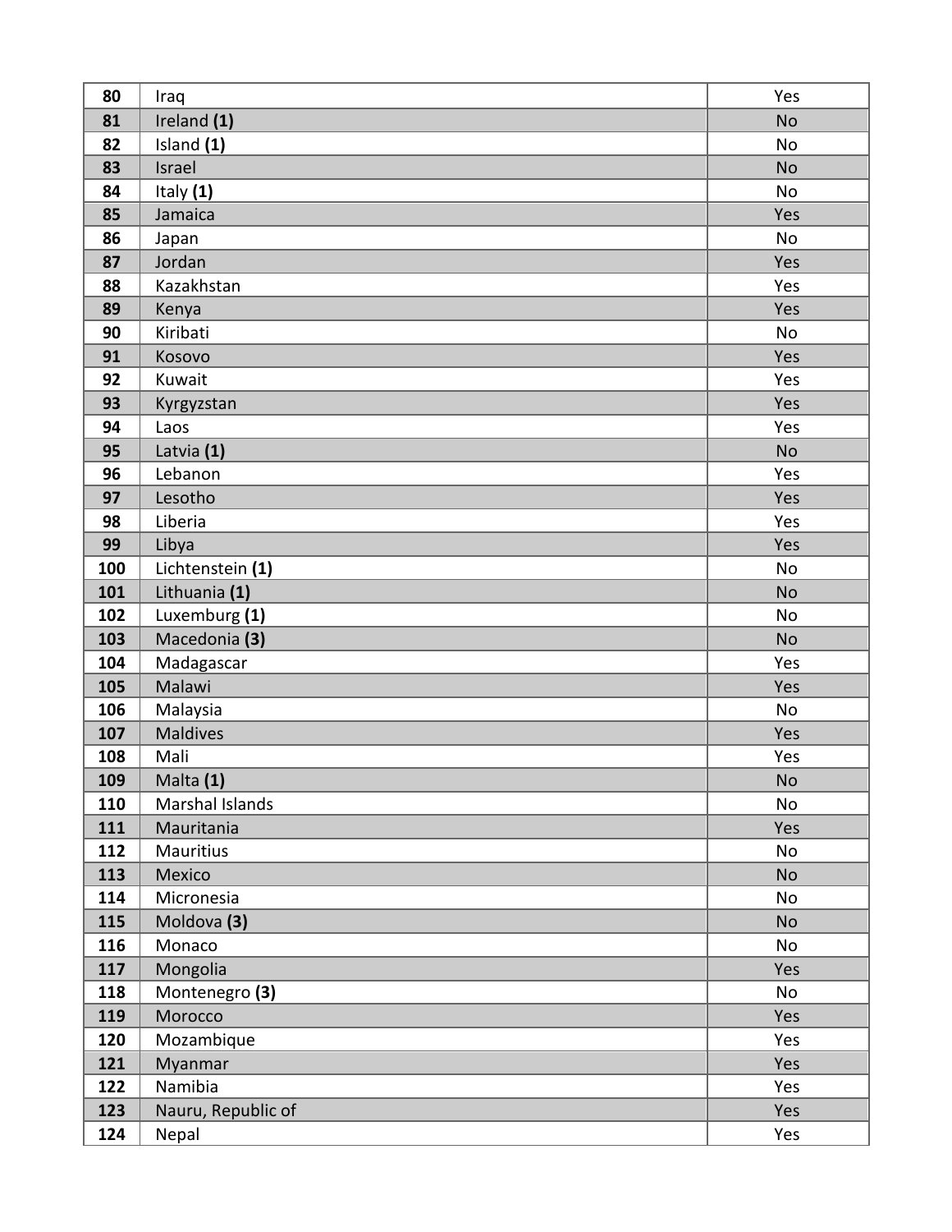| 80 | Iraq | Yes |
|---|---|---|
| 81 | Ireland **(1)** | No |
| 82 | Island **(1)** | No |
| 83 | Israel | No |
| 84 | Italy **(1)** | No |
| 85 | Jamaica | Yes |
| 86 | Japan | No |
| 87 | Jordan | Yes |
| 88 | Kazakhstan | Yes |
| 89 | Kenya | Yes |
| 90 | Kiribati | No |
| 91 | Kosovo | Yes |
| 92 | Kuwait | Yes |
| 93 | Kyrgyzstan | Yes |
| 94 | Laos | Yes |
| 95 | Latvia **(1)** | No |
| 96 | Lebanon | Yes |
| 97 | Lesotho | Yes |
| 98 | Liberia | Yes |
| 99 | Libya | Yes |
| 100 | Lichtenstein **(1)** | No |
| 101 | Lithuania **(1)** | No |
| 102 | Luxemburg **(1)** | No |
| 103 | Macedonia **(3)** | No |
| 104 | Madagascar | Yes |
| 105 | Malawi | Yes |
| 106 | Malaysia | No |
| 107 | Maldives | Yes |
| 108 | Mali | Yes |
| 109 | Malta **(1)** | No |
| 110 | Marshal Islands | No |
| 111 | Mauritania | Yes |
| 112 | Mauritius | No |
| 113 | Mexico | No |
| 114 | Micronesia | No |
| 115 | Moldova **(3)** | No |
| 116 | Monaco | No |
| 117 | Mongolia | Yes |
| 118 | Montenegro **(3)** | No |
| 119 | Morocco | Yes |
| 120 | Mozambique | Yes |
| 121 | Myanmar | Yes |
| 122 | Namibia | Yes |
| 123 | Nauru, Republic of | Yes |
| 124 | Nepal | Yes |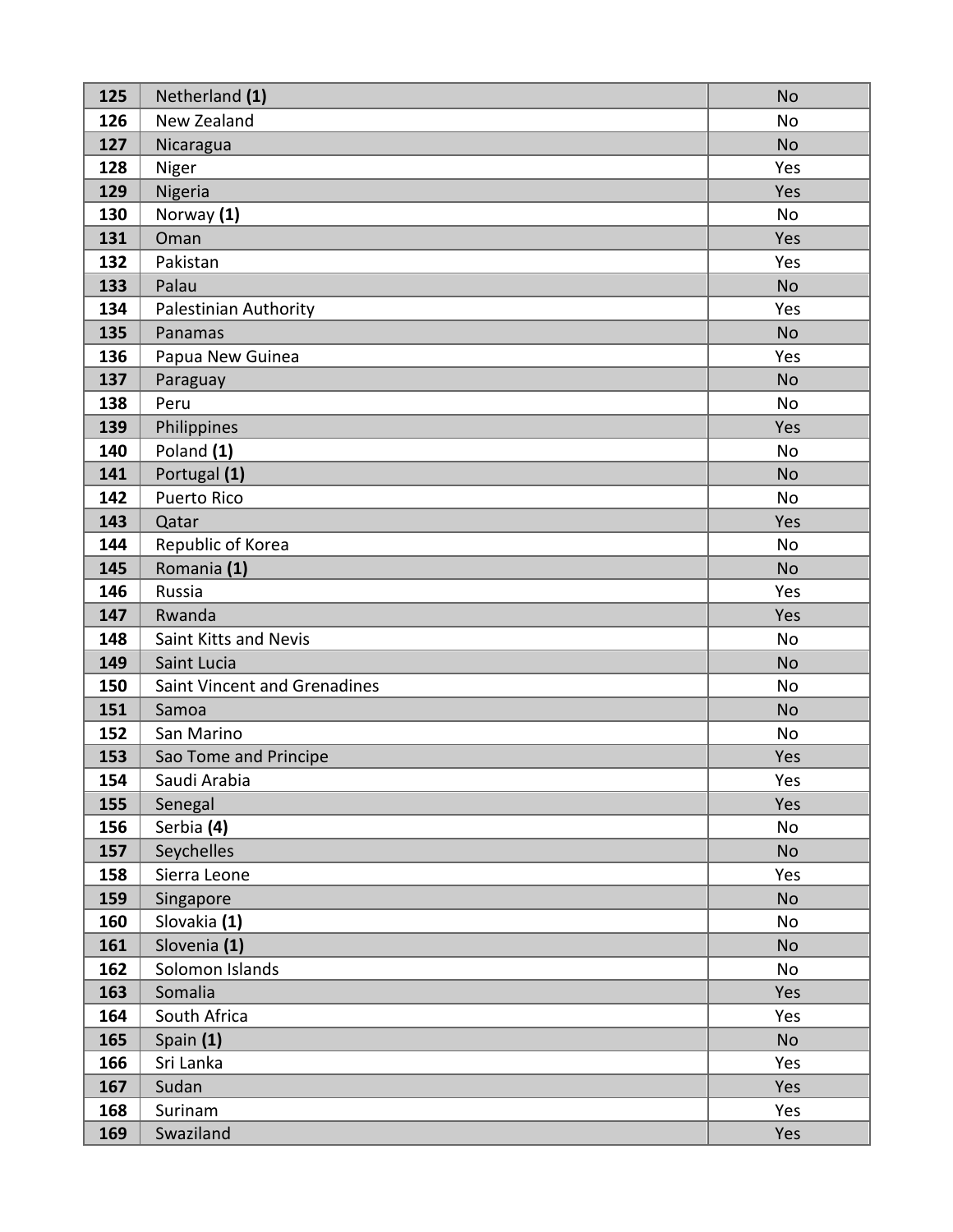| **125** | Netherland **(1)** | No |
|---|---|---|
| **126** | New Zealand | No |
| **127** | Nicaragua | No |
| **128** | Niger | Yes |
| **129** | Nigeria | Yes |
| **130** | Norway **(1)** | No |
| **131** | Oman | Yes |
| **132** | Pakistan | Yes |
| **133** | Palau | No |
| **134** | Palestinian Authority | Yes |
| **135** | Panamas | No |
| **136** | Papua New Guinea | Yes |
| **137** | Paraguay | No |
| **138** | Peru | No |
| **139** | Philippines | Yes |
| **140** | Poland **(1)** | No |
| **141** | Portugal **(1)** | No |
| **142** | Puerto Rico | No |
| **143** | Qatar | Yes |
| **144** | Republic of Korea | No |
| **145** | Romania **(1)** | No |
| **146** | Russia | Yes |
| **147** | Rwanda | Yes |
| **148** | Saint Kitts and Nevis | No |
| **149** | Saint Lucia | No |
| **150** | Saint Vincent and Grenadines | No |
| **151** | Samoa | No |
| **152** | San Marino | No |
| **153** | Sao Tome and Principe | Yes |
| **154** | Saudi Arabia | Yes |
| **155** | Senegal | Yes |
| **156** | Serbia **(4)** | No |
| **157** | Seychelles | No |
| **158** | Sierra Leone | Yes |
| **159** | Singapore | No |
| **160** | Slovakia **(1)** | No |
| **161** | Slovenia **(1)** | No |
| **162** | Solomon Islands | No |
| **163** | Somalia | Yes |
| **164** | South Africa | Yes |
| **165** | Spain **(1)** | No |
| **166** | Sri Lanka | Yes |
| **167** | Sudan | Yes |
| **168** | Surinam | Yes |
| **169** | Swaziland | Yes |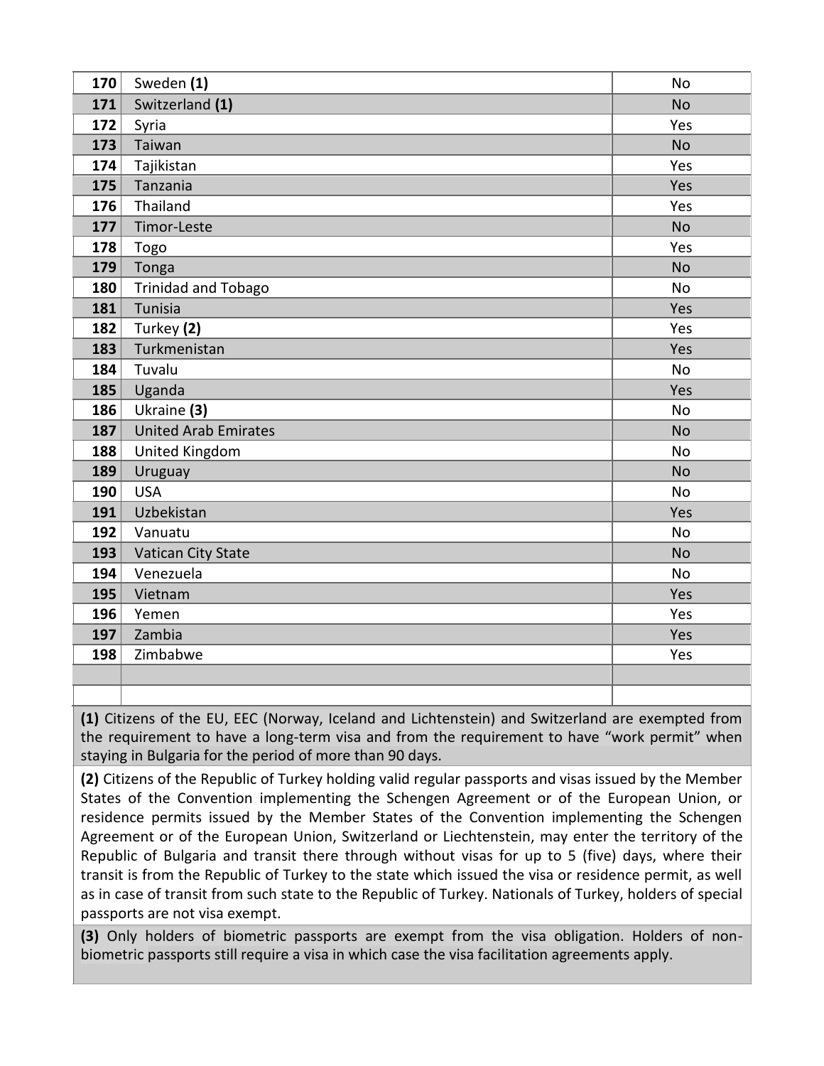| | | |
|---|---|---|
| **170** | Sweden **(1)** | No |
| **171** | Switzerland **(1)** | No |
| **172** | Syria | Yes |
| **173** | Taiwan | No |
| **174** | Tajikistan | Yes |
| **175** | Tanzania | Yes |
| **176** | Thailand | Yes |
| **177** | Timor-Leste | No |
| **178** | Togo | Yes |
| **179** | Tonga | No |
| **180** | Trinidad and Tobago | No |
| **181** | Tunisia | Yes |
| **182** | Turkey **(2)** | Yes |
| **183** | Turkmenistan | Yes |
| **184** | Tuvalu | No |
| **185** | Uganda | Yes |
| **186** | Ukraine **(3)** | No |
| **187** | United Arab Emirates | No |
| **188** | United Kingdom | No |
| **189** | Uruguay | No |
| **190** | USA | No |
| **191** | Uzbekistan | Yes |
| **192** | Vanuatu | No |
| **193** | Vatican City State | No |
| **194** | Venezuela | No |
| **195** | Vietnam | Yes |
| **196** | Yemen | Yes |
| **197** | Zambia | Yes |
| **198** | Zimbabwe | Yes |
| | | |
| | | |

**(1)** Citizens of the EU, EEC (Norway, Iceland and Lichtenstein) and Switzerland are exempted from the requirement to have a long-term visa and from the requirement to have "work permit" when staying in Bulgaria for the period of more than 90 days.

**(2)** Citizens of the Republic of Turkey holding valid regular passports and visas issued by the Member States of the Convention implementing the Schengen Agreement or of the European Union, or residence permits issued by the Member States of the Convention implementing the Schengen Agreement or of the European Union, Switzerland or Liechtenstein, may enter the territory of the Republic of Bulgaria and transit there through without visas for up to 5 (five) days, where their transit is from the Republic of Turkey to the state which issued the visa or residence permit, as well as in case of transit from such state to the Republic of Turkey. Nationals of Turkey, holders of special passports are not visa exempt.

**(3)** Only holders of biometric passports are exempt from the visa obligation. Holders of non-biometric passports still require a visa in which case the visa facilitation agreements apply.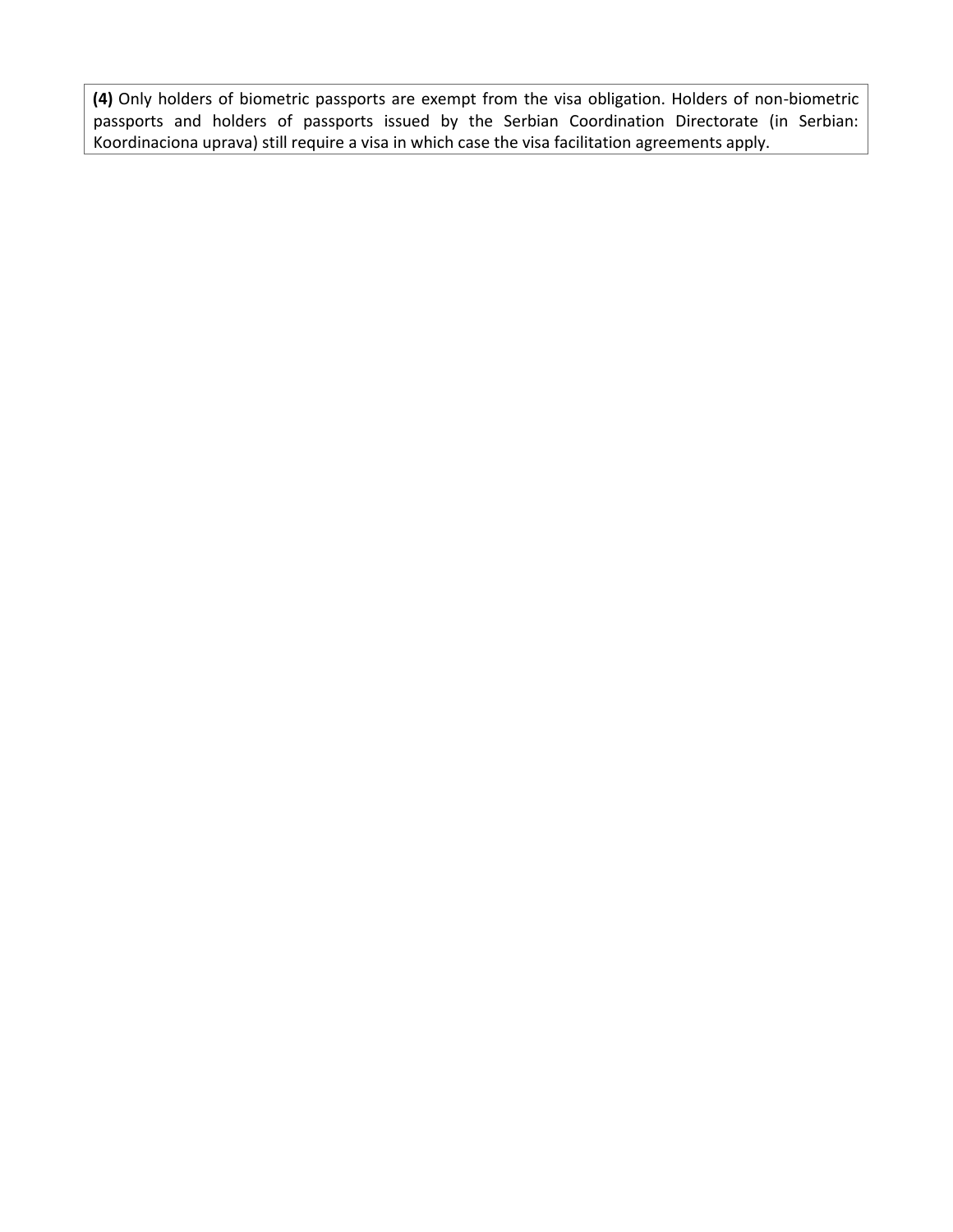**(4)** Only holders of biometric passports are exempt from the visa obligation. Holders of non-biometric passports and holders of passports issued by the Serbian Coordination Directorate (in Serbian: Koordinaciona uprava) still require a visa in which case the visa facilitation agreements apply.